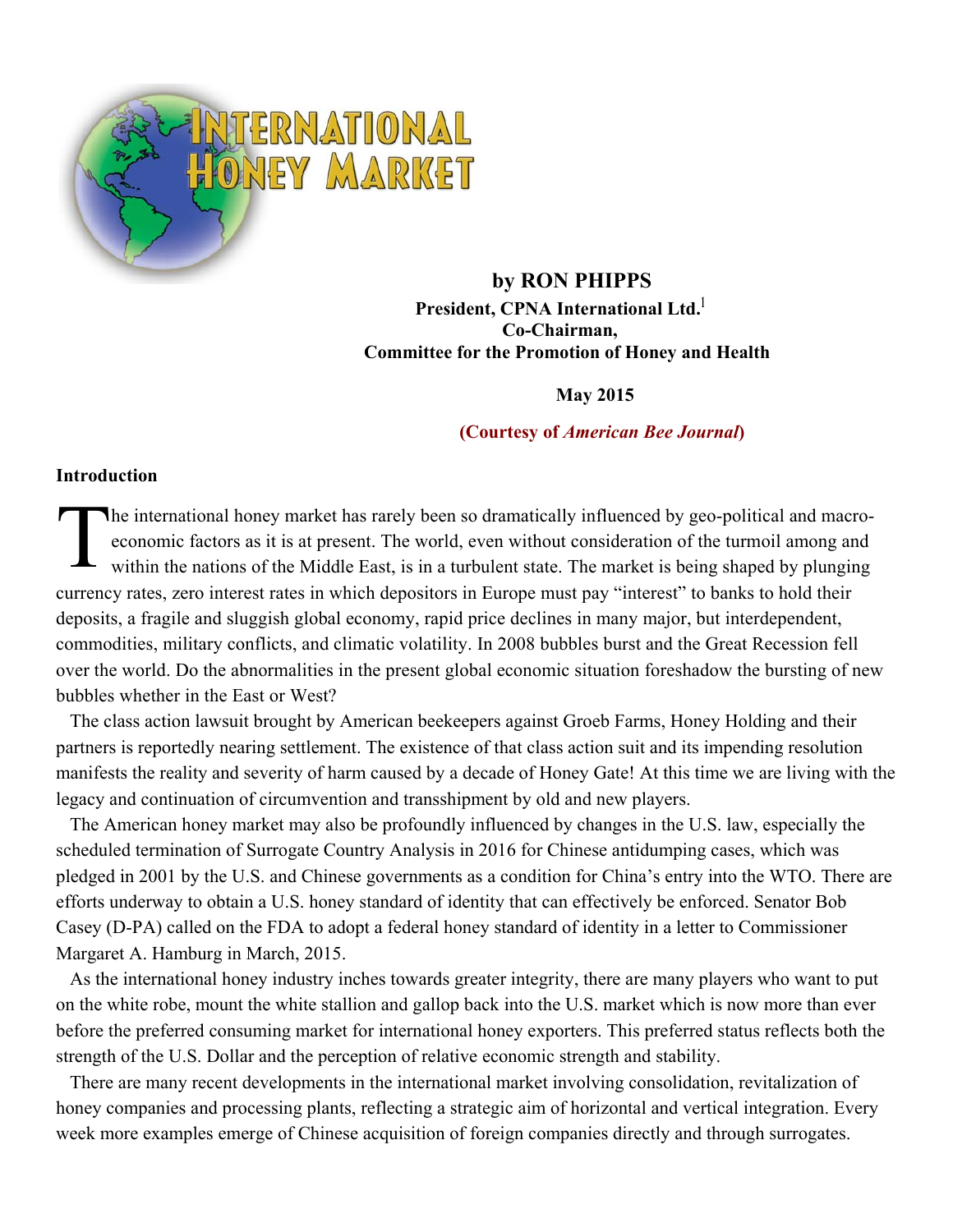# INTERNATIONAL HONEY MARKET

**by RON PHIPPS**
**President, CPNA International Ltd.**[1]
**Co-Chairman,**
**Committee for the Promotion of Honey and Health**

**May 2015**

**(Courtesy of *American Bee Journal*)**

**Introduction**

The international honey market has rarely been so dramatically influenced by geo-political and macro-economic factors as it is at present. The world, even without consideration of the turmoil among and within the nations of the Middle East, is in a turbulent state. The market is being shaped by plunging currency rates, zero interest rates in which depositors in Europe must pay "interest" to banks to hold their deposits, a fragile and sluggish global economy, rapid price declines in many major, but interdependent, commodities, military conflicts, and climatic volatility. In 2008 bubbles burst and the Great Recession fell over the world. Do the abnormalities in the present global economic situation foreshadow the bursting of new bubbles whether in the East or West?

The class action lawsuit brought by American beekeepers against Groeb Farms, Honey Holding and their partners is reportedly nearing settlement. The existence of that class action suit and its impending resolution manifests the reality and severity of harm caused by a decade of Honey Gate! At this time we are living with the legacy and continuation of circumvention and transshipment by old and new players.

The American honey market may also be profoundly influenced by changes in the U.S. law, especially the scheduled termination of Surrogate Country Analysis in 2016 for Chinese antidumping cases, which was pledged in 2001 by the U.S. and Chinese governments as a condition for China's entry into the WTO. There are efforts underway to obtain a U.S. honey standard of identity that can effectively be enforced. Senator Bob Casey (D-PA) called on the FDA to adopt a federal honey standard of identity in a letter to Commissioner Margaret A. Hamburg in March, 2015.

As the international honey industry inches towards greater integrity, there are many players who want to put on the white robe, mount the white stallion and gallop back into the U.S. market which is now more than ever before the preferred consuming market for international honey exporters. This preferred status reflects both the strength of the U.S. Dollar and the perception of relative economic strength and stability.

There are many recent developments in the international market involving consolidation, revitalization of honey companies and processing plants, reflecting a strategic aim of horizontal and vertical integration. Every week more examples emerge of Chinese acquisition of foreign companies directly and through surrogates.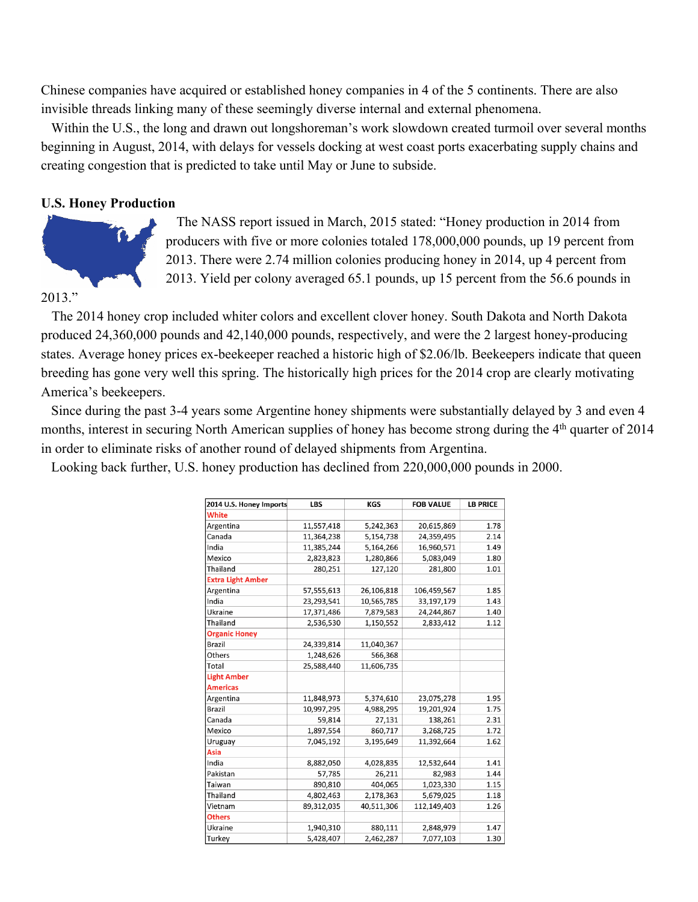Chinese companies have acquired or established honey companies in 4 of the 5 continents. There are also invisible threads linking many of these seemingly diverse internal and external phenomena.

Within the U.S., the long and drawn out longshoreman's work slowdown created turmoil over several months beginning in August, 2014, with delays for vessels docking at west coast ports exacerbating supply chains and creating congestion that is predicted to take until May or June to subside.

**U.S. Honey Production**

The NASS report issued in March, 2015 stated: "Honey production in 2014 from producers with five or more colonies totaled 178,000,000 pounds, up 19 percent from 2013. There were 2.74 million colonies producing honey in 2014, up 4 percent from 2013. Yield per colony averaged 65.1 pounds, up 15 percent from the 56.6 pounds in 2013."

The 2014 honey crop included whiter colors and excellent clover honey. South Dakota and North Dakota produced 24,360,000 pounds and 42,140,000 pounds, respectively, and were the 2 largest honey-producing states. Average honey prices ex-beekeeper reached a historic high of \$2.06/lb. Beekeepers indicate that queen breeding has gone very well this spring. The historically high prices for the 2014 crop are clearly motivating America's beekeepers.

Since during the past 3-4 years some Argentine honey shipments were substantially delayed by 3 and even 4 months, interest in securing North American supplies of honey has become strong during the 4th quarter of 2014 in order to eliminate risks of another round of delayed shipments from Argentina.

Looking back further, U.S. honey production has declined from 220,000,000 pounds in 2000.

| 2014 U.S. Honey Imports | LBS | KGS | FOB VALUE | LB PRICE |
|---|---|---|---|---|
| **White** | | | | |
| Argentina | 11,557,418 | 5,242,363 | 20,615,869 | 1.78 |
| Canada | 11,364,238 | 5,154,738 | 24,359,495 | 2.14 |
| India | 11,385,244 | 5,164,266 | 16,960,571 | 1.49 |
| Mexico | 2,823,823 | 1,280,866 | 5,083,049 | 1.80 |
| Thailand | 280,251 | 127,120 | 281,800 | 1.01 |
| **Extra Light Amber** | | | | |
| Argentina | 57,555,613 | 26,106,818 | 106,459,567 | 1.85 |
| India | 23,293,541 | 10,565,785 | 33,197,179 | 1.43 |
| Ukraine | 17,371,486 | 7,879,583 | 24,244,867 | 1.40 |
| Thailand | 2,536,530 | 1,150,552 | 2,833,412 | 1.12 |
| **Organic Honey** | | | | |
| Brazil | 24,339,814 | 11,040,367 | | |
| Others | 1,248,626 | 566,368 | | |
| Total | 25,588,440 | 11,606,735 | | |
| **Light Amber** | | | | |
| **Americas** | | | | |
| Argentina | 11,848,973 | 5,374,610 | 23,075,278 | 1.95 |
| Brazil | 10,997,295 | 4,988,295 | 19,201,924 | 1.75 |
| Canada | 59,814 | 27,131 | 138,261 | 2.31 |
| Mexico | 1,897,554 | 860,717 | 3,268,725 | 1.72 |
| Uruguay | 7,045,192 | 3,195,649 | 11,392,664 | 1.62 |
| **Asia** | | | | |
| India | 8,882,050 | 4,028,835 | 12,532,644 | 1.41 |
| Pakistan | 57,785 | 26,211 | 82,983 | 1.44 |
| Taiwan | 890,810 | 404,065 | 1,023,330 | 1.15 |
| Thailand | 4,802,463 | 2,178,363 | 5,679,025 | 1.18 |
| Vietnam | 89,312,035 | 40,511,306 | 112,149,403 | 1.26 |
| **Others** | | | | |
| Ukraine | 1,940,310 | 880,111 | 2,848,979 | 1.47 |
| Turkey | 5,428,407 | 2,462,287 | 7,077,103 | 1.30 |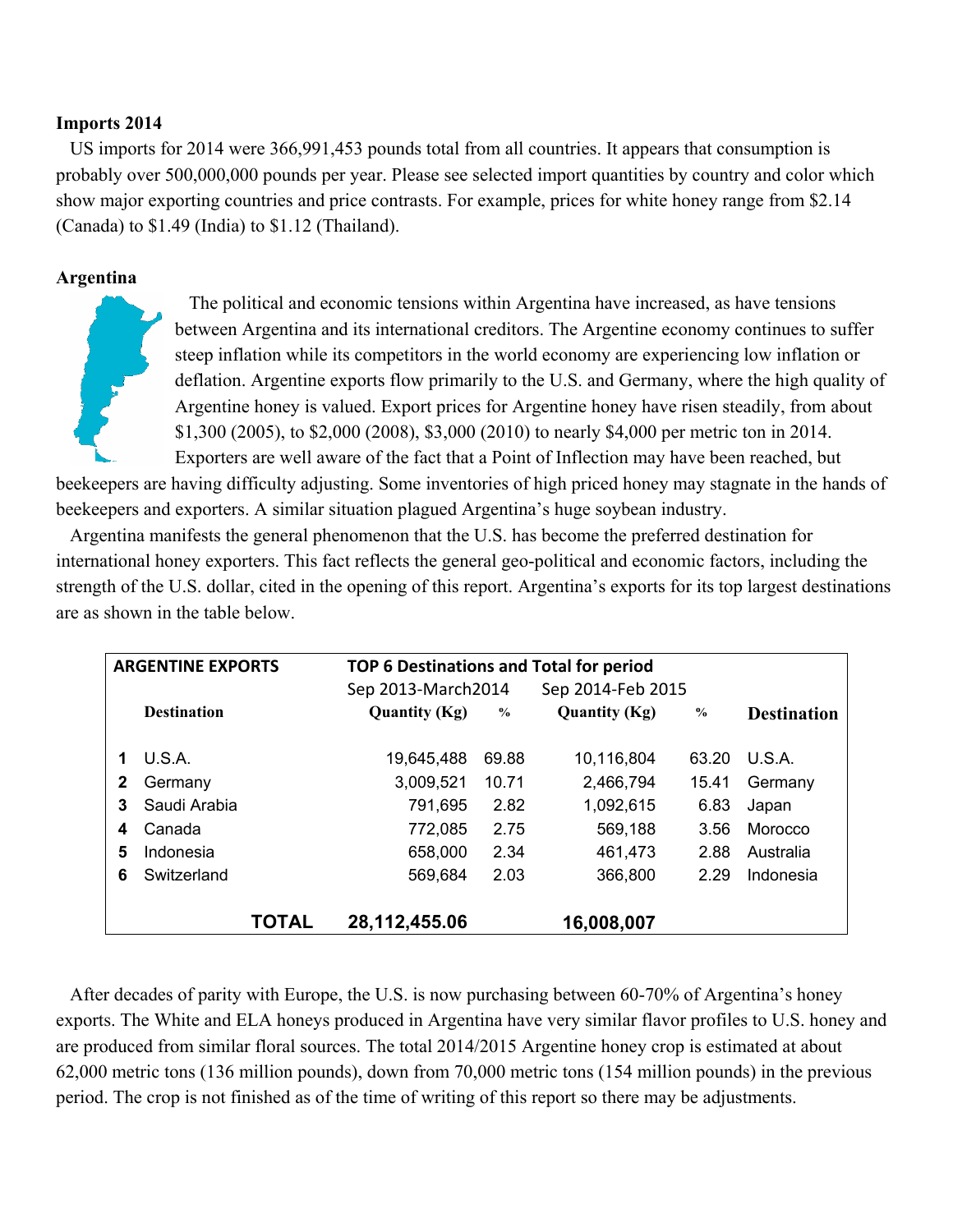**Imports 2014**

US imports for 2014 were 366,991,453 pounds total from all countries. It appears that consumption is probably over 500,000,000 pounds per year. Please see selected import quantities by country and color which show major exporting countries and price contrasts. For example, prices for white honey range from $2.14 (Canada) to $1.49 (India) to $1.12 (Thailand).

**Argentina**

The political and economic tensions within Argentina have increased, as have tensions between Argentina and its international creditors. The Argentine economy continues to suffer steep inflation while its competitors in the world economy are experiencing low inflation or deflation. Argentine exports flow primarily to the U.S. and Germany, where the high quality of Argentine honey is valued. Export prices for Argentine honey have risen steadily, from about $1,300 (2005), to $2,000 (2008), $3,000 (2010) to nearly $4,000 per metric ton in 2014. Exporters are well aware of the fact that a Point of Inflection may have been reached, but beekeepers are having difficulty adjusting. Some inventories of high priced honey may stagnate in the hands of beekeepers and exporters. A similar situation plagued Argentina's huge soybean industry.

Argentina manifests the general phenomenon that the U.S. has become the preferred destination for international honey exporters. This fact reflects the general geo-political and economic factors, including the strength of the U.S. dollar, cited in the opening of this report. Argentina's exports for its top largest destinations are as shown in the table below.

| **ARGENTINE EXPORTS** | | **TOP 6 Destinations and Total for period** | | | | |
|---|---|---|---|---|---|---|
| | | Sep 2013-March2014 | | Sep 2014-Feb 2015 | | |
| | **Destination** | **Quantity (Kg)** | **%** | **Quantity (Kg)** | **%** | **Destination** |
| 1 | U.S.A. | 19,645,488 | 69.88 | 10,116,804 | 63.20 | U.S.A. |
| 2 | Germany | 3,009,521 | 10.71 | 2,466,794 | 15.41 | Germany |
| 3 | Saudi Arabia | 791,695 | 2.82 | 1,092,615 | 6.83 | Japan |
| 4 | Canada | 772,085 | 2.75 | 569,188 | 3.56 | Morocco |
| 5 | Indonesia | 658,000 | 2.34 | 461,473 | 2.88 | Australia |
| 6 | Switzerland | 569,684 | 2.03 | 366,800 | 2.29 | Indonesia |
| | **TOTAL** | **28,112,455.06** | | **16,008,007** | | |

After decades of parity with Europe, the U.S. is now purchasing between 60-70% of Argentina's honey exports. The White and ELA honeys produced in Argentina have very similar flavor profiles to U.S. honey and are produced from similar floral sources. The total 2014/2015 Argentine honey crop is estimated at about 62,000 metric tons (136 million pounds), down from 70,000 metric tons (154 million pounds) in the previous period. The crop is not finished as of the time of writing of this report so there may be adjustments.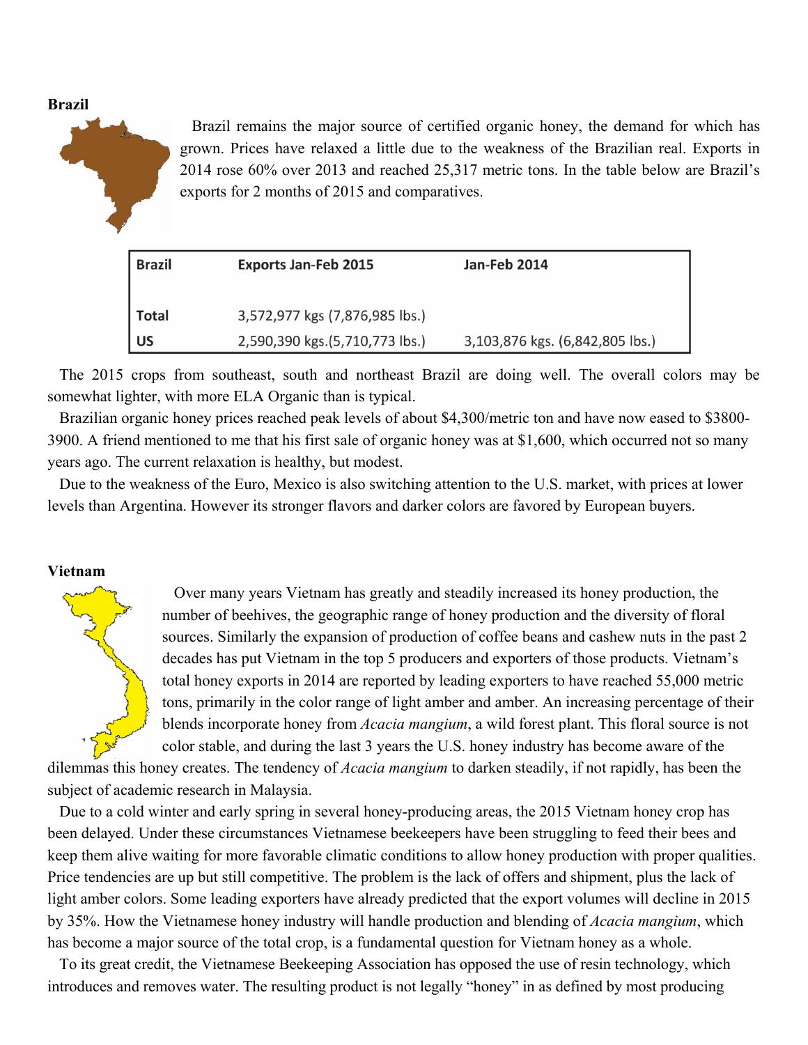**Brazil**

Brazil remains the major source of certified organic honey, the demand for which has grown. Prices have relaxed a little due to the weakness of the Brazilian real. Exports in 2014 rose 60% over 2013 and reached 25,317 metric tons. In the table below are Brazil's exports for 2 months of 2015 and comparatives.

| Brazil | Exports Jan-Feb 2015 | Jan-Feb 2014 |
|---|---|---|
| Total | 3,572,977 kgs (7,876,985 lbs.) | |
| US | 2,590,390 kgs.(5,710,773 lbs.) | 3,103,876 kgs. (6,842,805 lbs.) |

The 2015 crops from southeast, south and northeast Brazil are doing well. The overall colors may be somewhat lighter, with more ELA Organic than is typical.

Brazilian organic honey prices reached peak levels of about $4,300/metric ton and have now eased to $3800-3900. A friend mentioned to me that his first sale of organic honey was at $1,600, which occurred not so many years ago. The current relaxation is healthy, but modest.

Due to the weakness of the Euro, Mexico is also switching attention to the U.S. market, with prices at lower levels than Argentina. However its stronger flavors and darker colors are favored by European buyers.

**Vietnam**

Over many years Vietnam has greatly and steadily increased its honey production, the number of beehives, the geographic range of honey production and the diversity of floral sources. Similarly the expansion of production of coffee beans and cashew nuts in the past 2 decades has put Vietnam in the top 5 producers and exporters of those products. Vietnam's total honey exports in 2014 are reported by leading exporters to have reached 55,000 metric tons, primarily in the color range of light amber and amber. An increasing percentage of their blends incorporate honey from *Acacia mangium*, a wild forest plant. This floral source is not color stable, and during the last 3 years the U.S. honey industry has become aware of the dilemmas this honey creates. The tendency of *Acacia mangium* to darken steadily, if not rapidly, has been the subject of academic research in Malaysia.

Due to a cold winter and early spring in several honey-producing areas, the 2015 Vietnam honey crop has been delayed. Under these circumstances Vietnamese beekeepers have been struggling to feed their bees and keep them alive waiting for more favorable climatic conditions to allow honey production with proper qualities. Price tendencies are up but still competitive. The problem is the lack of offers and shipment, plus the lack of light amber colors. Some leading exporters have already predicted that the export volumes will decline in 2015 by 35%. How the Vietnamese honey industry will handle production and blending of *Acacia mangium*, which has become a major source of the total crop, is a fundamental question for Vietnam honey as a whole.

To its great credit, the Vietnamese Beekeeping Association has opposed the use of resin technology, which introduces and removes water. The resulting product is not legally "honey" in as defined by most producing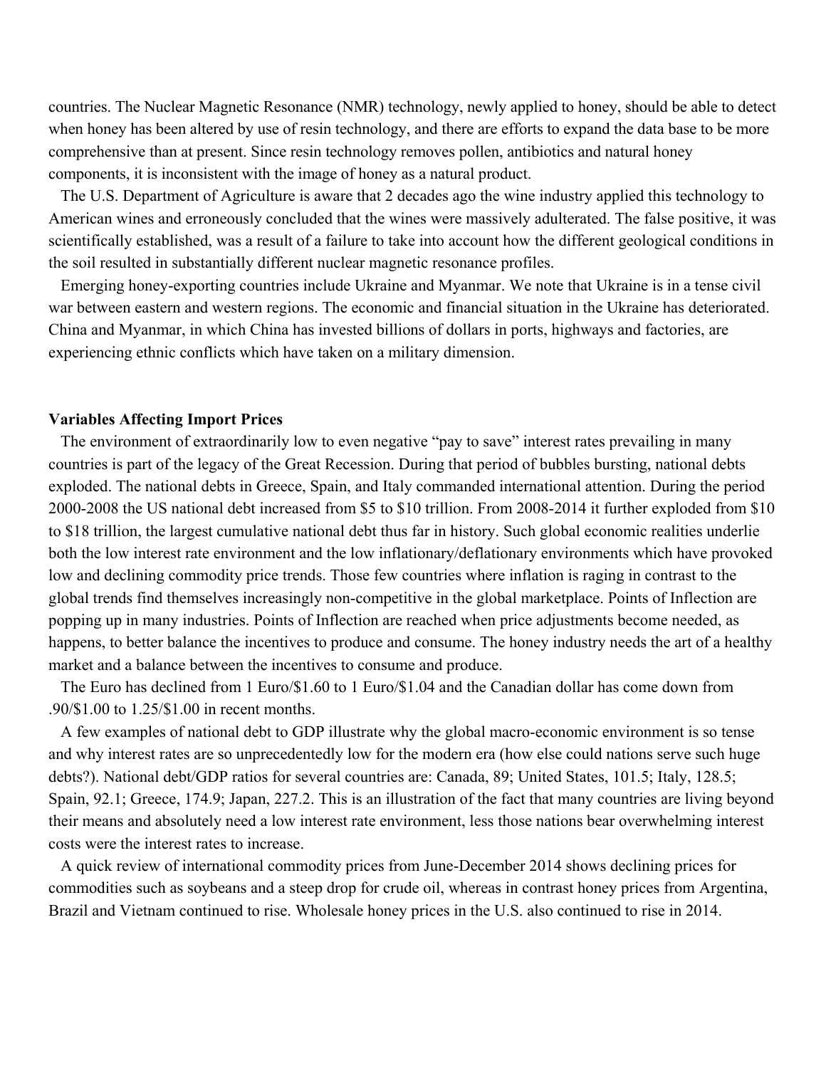countries. The Nuclear Magnetic Resonance (NMR) technology, newly applied to honey, should be able to detect when honey has been altered by use of resin technology, and there are efforts to expand the data base to be more comprehensive than at present. Since resin technology removes pollen, antibiotics and natural honey components, it is inconsistent with the image of honey as a natural product.

The U.S. Department of Agriculture is aware that 2 decades ago the wine industry applied this technology to American wines and erroneously concluded that the wines were massively adulterated. The false positive, it was scientifically established, was a result of a failure to take into account how the different geological conditions in the soil resulted in substantially different nuclear magnetic resonance profiles.

Emerging honey-exporting countries include Ukraine and Myanmar. We note that Ukraine is in a tense civil war between eastern and western regions. The economic and financial situation in the Ukraine has deteriorated. China and Myanmar, in which China has invested billions of dollars in ports, highways and factories, are experiencing ethnic conflicts which have taken on a military dimension.

**Variables Affecting Import Prices**

The environment of extraordinarily low to even negative "pay to save" interest rates prevailing in many countries is part of the legacy of the Great Recession. During that period of bubbles bursting, national debts exploded. The national debts in Greece, Spain, and Italy commanded international attention. During the period 2000-2008 the US national debt increased from $5 to $10 trillion. From 2008-2014 it further exploded from $10 to $18 trillion, the largest cumulative national debt thus far in history. Such global economic realities underlie both the low interest rate environment and the low inflationary/deflationary environments which have provoked low and declining commodity price trends. Those few countries where inflation is raging in contrast to the global trends find themselves increasingly non-competitive in the global marketplace. Points of Inflection are popping up in many industries. Points of Inflection are reached when price adjustments become needed, as happens, to better balance the incentives to produce and consume. The honey industry needs the art of a healthy market and a balance between the incentives to consume and produce.

The Euro has declined from 1 Euro/$1.60 to 1 Euro/$1.04 and the Canadian dollar has come down from .90/$1.00 to 1.25/$1.00 in recent months.

A few examples of national debt to GDP illustrate why the global macro-economic environment is so tense and why interest rates are so unprecedentedly low for the modern era (how else could nations serve such huge debts?). National debt/GDP ratios for several countries are: Canada, 89; United States, 101.5; Italy, 128.5; Spain, 92.1; Greece, 174.9; Japan, 227.2. This is an illustration of the fact that many countries are living beyond their means and absolutely need a low interest rate environment, less those nations bear overwhelming interest costs were the interest rates to increase.

A quick review of international commodity prices from June-December 2014 shows declining prices for commodities such as soybeans and a steep drop for crude oil, whereas in contrast honey prices from Argentina, Brazil and Vietnam continued to rise. Wholesale honey prices in the U.S. also continued to rise in 2014.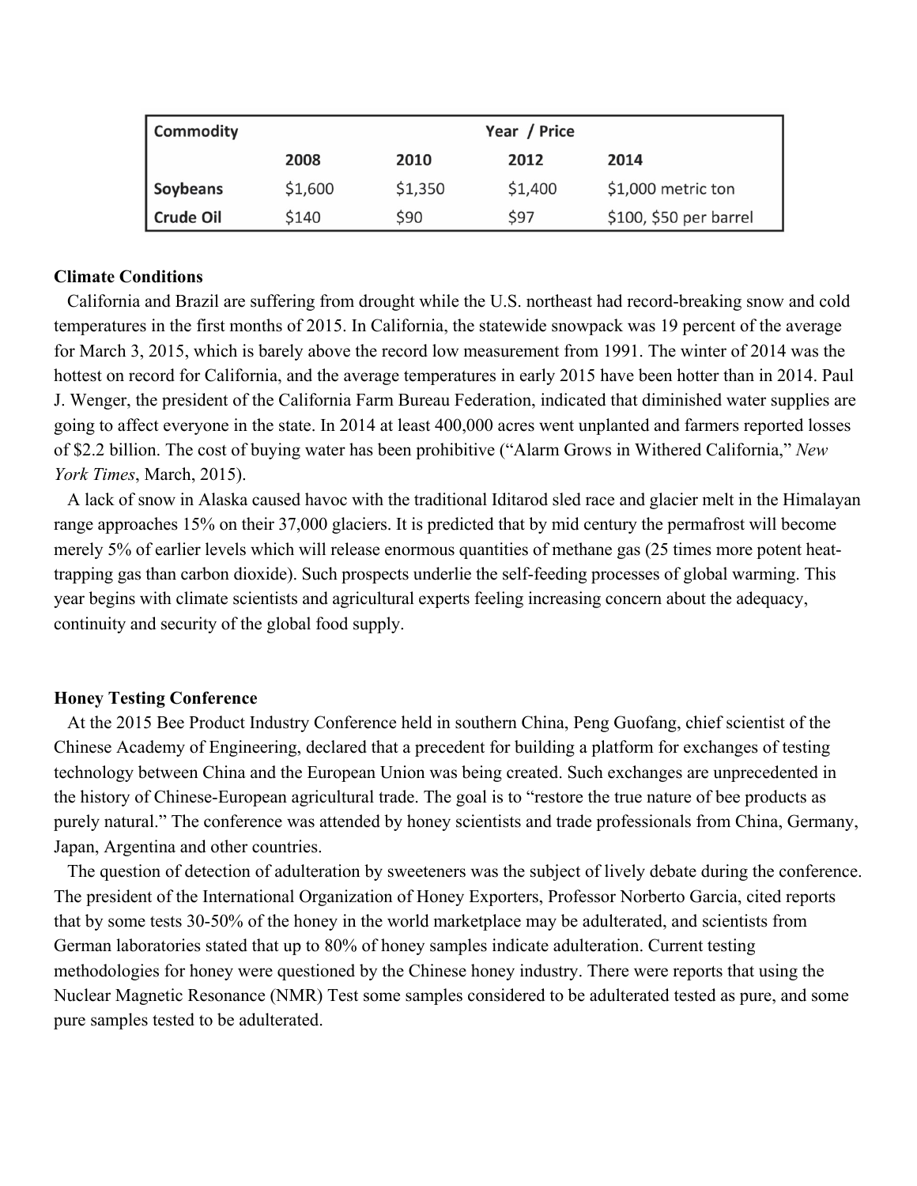| Commodity | Year / Price | | | |
| --- | --- | --- | --- | --- |
| | 2008 | 2010 | 2012 | 2014 |
| Soybeans | $1,600 | $1,350 | $1,400 | $1,000 metric ton |
| Crude Oil | $140 | $90 | $97 | $100, $50 per barrel |

**Climate Conditions**

California and Brazil are suffering from drought while the U.S. northeast had record-breaking snow and cold temperatures in the first months of 2015. In California, the statewide snowpack was 19 percent of the average for March 3, 2015, which is barely above the record low measurement from 1991. The winter of 2014 was the hottest on record for California, and the average temperatures in early 2015 have been hotter than in 2014. Paul J. Wenger, the president of the California Farm Bureau Federation, indicated that diminished water supplies are going to affect everyone in the state. In 2014 at least 400,000 acres went unplanted and farmers reported losses of $2.2 billion. The cost of buying water has been prohibitive ("Alarm Grows in Withered California," *New York Times*, March, 2015).

A lack of snow in Alaska caused havoc with the traditional Iditarod sled race and glacier melt in the Himalayan range approaches 15% on their 37,000 glaciers. It is predicted that by mid century the permafrost will become merely 5% of earlier levels which will release enormous quantities of methane gas (25 times more potent heat-trapping gas than carbon dioxide). Such prospects underlie the self-feeding processes of global warming. This year begins with climate scientists and agricultural experts feeling increasing concern about the adequacy, continuity and security of the global food supply.

**Honey Testing Conference**

At the 2015 Bee Product Industry Conference held in southern China, Peng Guofang, chief scientist of the Chinese Academy of Engineering, declared that a precedent for building a platform for exchanges of testing technology between China and the European Union was being created. Such exchanges are unprecedented in the history of Chinese-European agricultural trade. The goal is to "restore the true nature of bee products as purely natural." The conference was attended by honey scientists and trade professionals from China, Germany, Japan, Argentina and other countries.

The question of detection of adulteration by sweeteners was the subject of lively debate during the conference. The president of the International Organization of Honey Exporters, Professor Norberto Garcia, cited reports that by some tests 30-50% of the honey in the world marketplace may be adulterated, and scientists from German laboratories stated that up to 80% of honey samples indicate adulteration. Current testing methodologies for honey were questioned by the Chinese honey industry. There were reports that using the Nuclear Magnetic Resonance (NMR) Test some samples considered to be adulterated tested as pure, and some pure samples tested to be adulterated.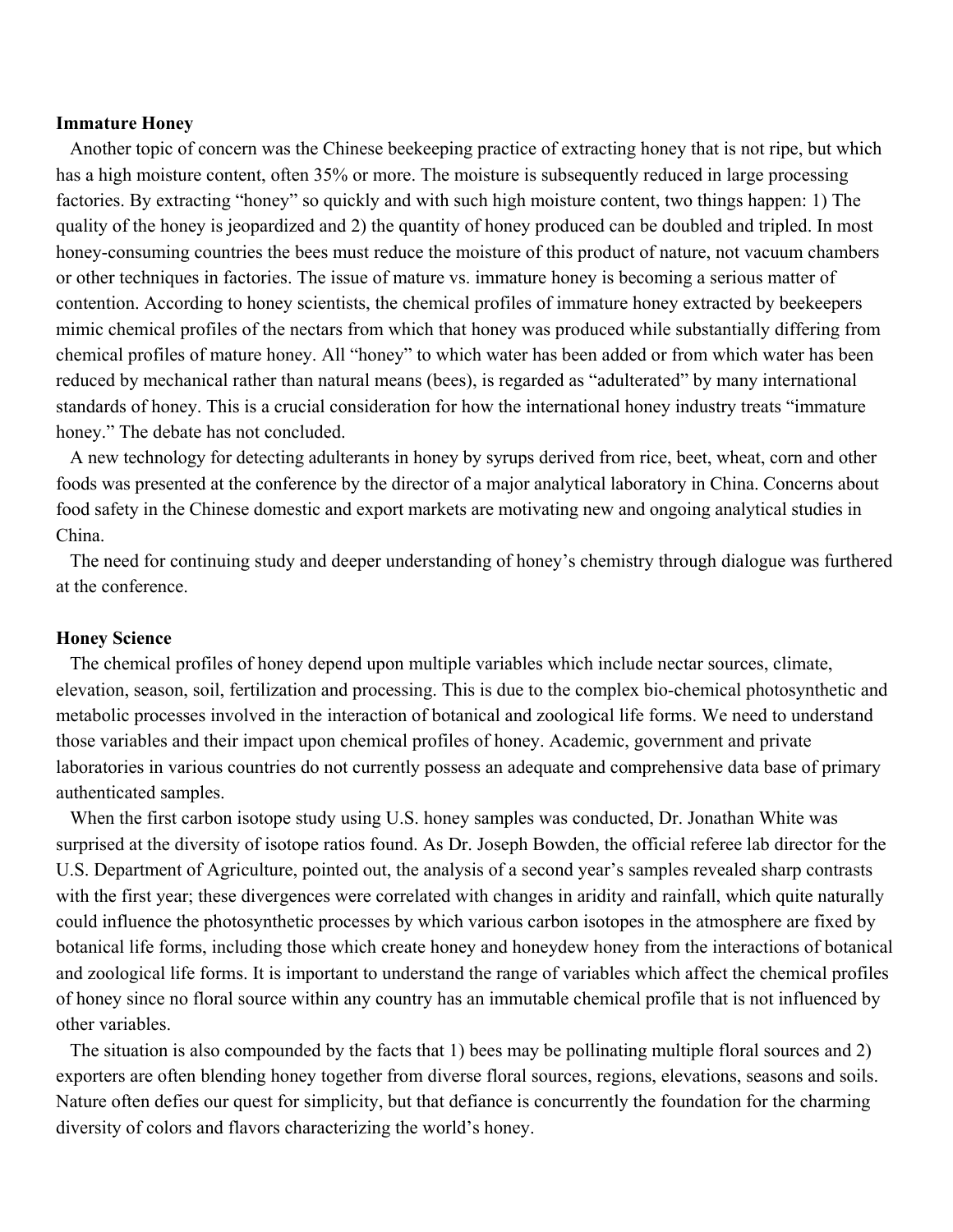**Immature Honey**

Another topic of concern was the Chinese beekeeping practice of extracting honey that is not ripe, but which has a high moisture content, often 35% or more. The moisture is subsequently reduced in large processing factories. By extracting "honey" so quickly and with such high moisture content, two things happen: 1) The quality of the honey is jeopardized and 2) the quantity of honey produced can be doubled and tripled. In most honey-consuming countries the bees must reduce the moisture of this product of nature, not vacuum chambers or other techniques in factories. The issue of mature vs. immature honey is becoming a serious matter of contention. According to honey scientists, the chemical profiles of immature honey extracted by beekeepers mimic chemical profiles of the nectars from which that honey was produced while substantially differing from chemical profiles of mature honey. All "honey" to which water has been added or from which water has been reduced by mechanical rather than natural means (bees), is regarded as "adulterated" by many international standards of honey. This is a crucial consideration for how the international honey industry treats "immature honey." The debate has not concluded.

A new technology for detecting adulterants in honey by syrups derived from rice, beet, wheat, corn and other foods was presented at the conference by the director of a major analytical laboratory in China. Concerns about food safety in the Chinese domestic and export markets are motivating new and ongoing analytical studies in China.

The need for continuing study and deeper understanding of honey's chemistry through dialogue was furthered at the conference.

**Honey Science**

The chemical profiles of honey depend upon multiple variables which include nectar sources, climate, elevation, season, soil, fertilization and processing. This is due to the complex bio-chemical photosynthetic and metabolic processes involved in the interaction of botanical and zoological life forms. We need to understand those variables and their impact upon chemical profiles of honey. Academic, government and private laboratories in various countries do not currently possess an adequate and comprehensive data base of primary authenticated samples.

When the first carbon isotope study using U.S. honey samples was conducted, Dr. Jonathan White was surprised at the diversity of isotope ratios found. As Dr. Joseph Bowden, the official referee lab director for the U.S. Department of Agriculture, pointed out, the analysis of a second year's samples revealed sharp contrasts with the first year; these divergences were correlated with changes in aridity and rainfall, which quite naturally could influence the photosynthetic processes by which various carbon isotopes in the atmosphere are fixed by botanical life forms, including those which create honey and honeydew honey from the interactions of botanical and zoological life forms. It is important to understand the range of variables which affect the chemical profiles of honey since no floral source within any country has an immutable chemical profile that is not influenced by other variables.

The situation is also compounded by the facts that 1) bees may be pollinating multiple floral sources and 2) exporters are often blending honey together from diverse floral sources, regions, elevations, seasons and soils. Nature often defies our quest for simplicity, but that defiance is concurrently the foundation for the charming diversity of colors and flavors characterizing the world's honey.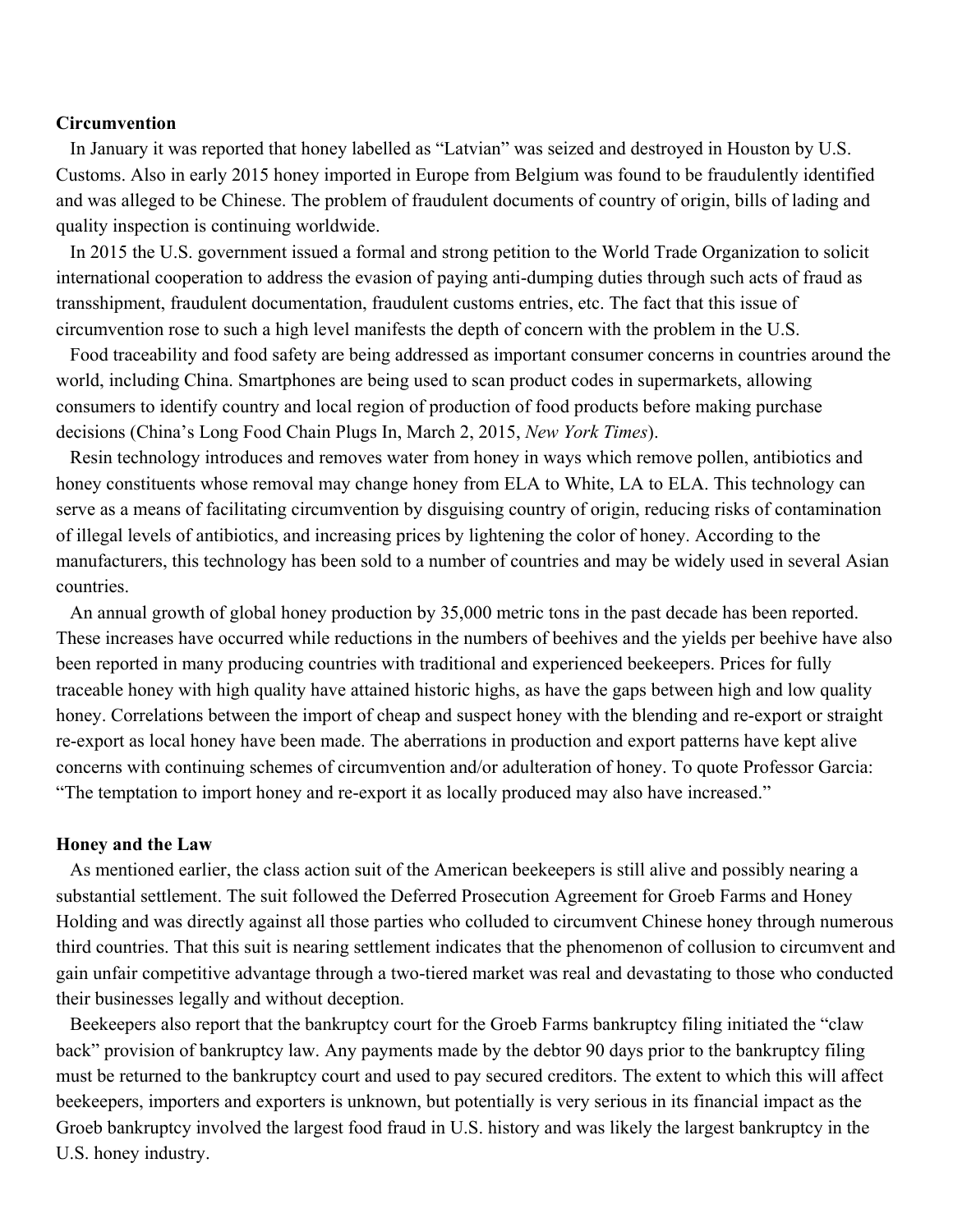**Circumvention**

In January it was reported that honey labelled as "Latvian" was seized and destroyed in Houston by U.S. Customs. Also in early 2015 honey imported in Europe from Belgium was found to be fraudulently identified and was alleged to be Chinese. The problem of fraudulent documents of country of origin, bills of lading and quality inspection is continuing worldwide.

In 2015 the U.S. government issued a formal and strong petition to the World Trade Organization to solicit international cooperation to address the evasion of paying anti-dumping duties through such acts of fraud as transshipment, fraudulent documentation, fraudulent customs entries, etc. The fact that this issue of circumvention rose to such a high level manifests the depth of concern with the problem in the U.S.

Food traceability and food safety are being addressed as important consumer concerns in countries around the world, including China. Smartphones are being used to scan product codes in supermarkets, allowing consumers to identify country and local region of production of food products before making purchase decisions (China's Long Food Chain Plugs In, March 2, 2015, *New York Times*).

Resin technology introduces and removes water from honey in ways which remove pollen, antibiotics and honey constituents whose removal may change honey from ELA to White, LA to ELA. This technology can serve as a means of facilitating circumvention by disguising country of origin, reducing risks of contamination of illegal levels of antibiotics, and increasing prices by lightening the color of honey. According to the manufacturers, this technology has been sold to a number of countries and may be widely used in several Asian countries.

An annual growth of global honey production by 35,000 metric tons in the past decade has been reported. These increases have occurred while reductions in the numbers of beehives and the yields per beehive have also been reported in many producing countries with traditional and experienced beekeepers. Prices for fully traceable honey with high quality have attained historic highs, as have the gaps between high and low quality honey. Correlations between the import of cheap and suspect honey with the blending and re-export or straight re-export as local honey have been made. The aberrations in production and export patterns have kept alive concerns with continuing schemes of circumvention and/or adulteration of honey. To quote Professor Garcia: "The temptation to import honey and re-export it as locally produced may also have increased."

**Honey and the Law**

As mentioned earlier, the class action suit of the American beekeepers is still alive and possibly nearing a substantial settlement. The suit followed the Deferred Prosecution Agreement for Groeb Farms and Honey Holding and was directly against all those parties who colluded to circumvent Chinese honey through numerous third countries. That this suit is nearing settlement indicates that the phenomenon of collusion to circumvent and gain unfair competitive advantage through a two-tiered market was real and devastating to those who conducted their businesses legally and without deception.

Beekeepers also report that the bankruptcy court for the Groeb Farms bankruptcy filing initiated the "claw back" provision of bankruptcy law. Any payments made by the debtor 90 days prior to the bankruptcy filing must be returned to the bankruptcy court and used to pay secured creditors. The extent to which this will affect beekeepers, importers and exporters is unknown, but potentially is very serious in its financial impact as the Groeb bankruptcy involved the largest food fraud in U.S. history and was likely the largest bankruptcy in the U.S. honey industry.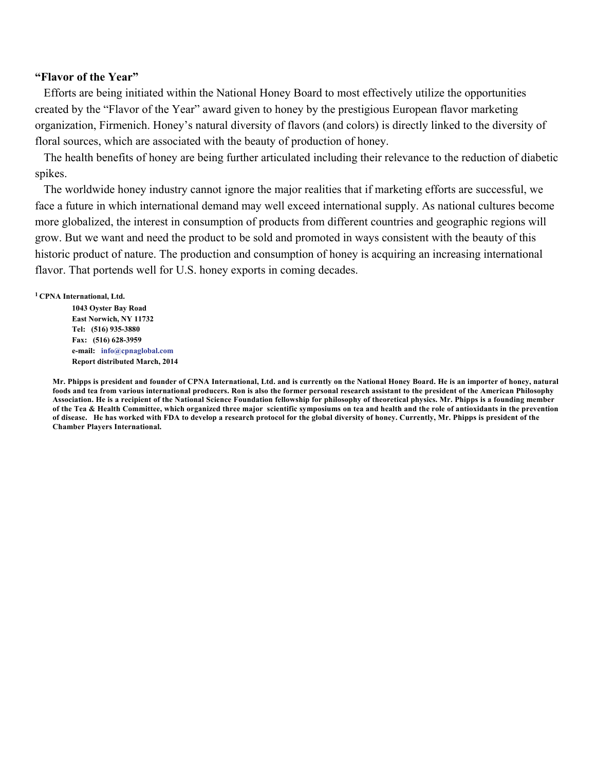**"Flavor of the Year"**

Efforts are being initiated within the National Honey Board to most effectively utilize the opportunities created by the "Flavor of the Year" award given to honey by the prestigious European flavor marketing organization, Firmenich. Honey's natural diversity of flavors (and colors) is directly linked to the diversity of floral sources, which are associated with the beauty of production of honey.

The health benefits of honey are being further articulated including their relevance to the reduction of diabetic spikes.

The worldwide honey industry cannot ignore the major realities that if marketing efforts are successful, we face a future in which international demand may well exceed international supply. As national cultures become more globalized, the interest in consumption of products from different countries and geographic regions will grow. But we want and need the product to be sold and promoted in ways consistent with the beauty of this historic product of nature. The production and consumption of honey is acquiring an increasing international flavor. That portends well for U.S. honey exports in coming decades.

[1] **CPNA International, Ltd.**

**1043 Oyster Bay Road**
**East Norwich, NY 11732**
**Tel: (516) 935-3880**
**Fax: (516) 628-3959**
**e-mail: info@cpnaglobal.com**
**Report distributed March, 2014**

**Mr. Phipps is president and founder of CPNA International, Ltd. and is currently on the National Honey Board. He is an importer of honey, natural foods and tea from various international producers. Ron is also the former personal research assistant to the president of the American Philosophy Association. He is a recipient of the National Science Foundation fellowship for philosophy of theoretical physics. Mr. Phipps is a founding member of the Tea & Health Committee, which organized three major scientific symposiums on tea and health and the role of antioxidants in the prevention of disease. He has worked with FDA to develop a research protocol for the global diversity of honey. Currently, Mr. Phipps is president of the Chamber Players International.**